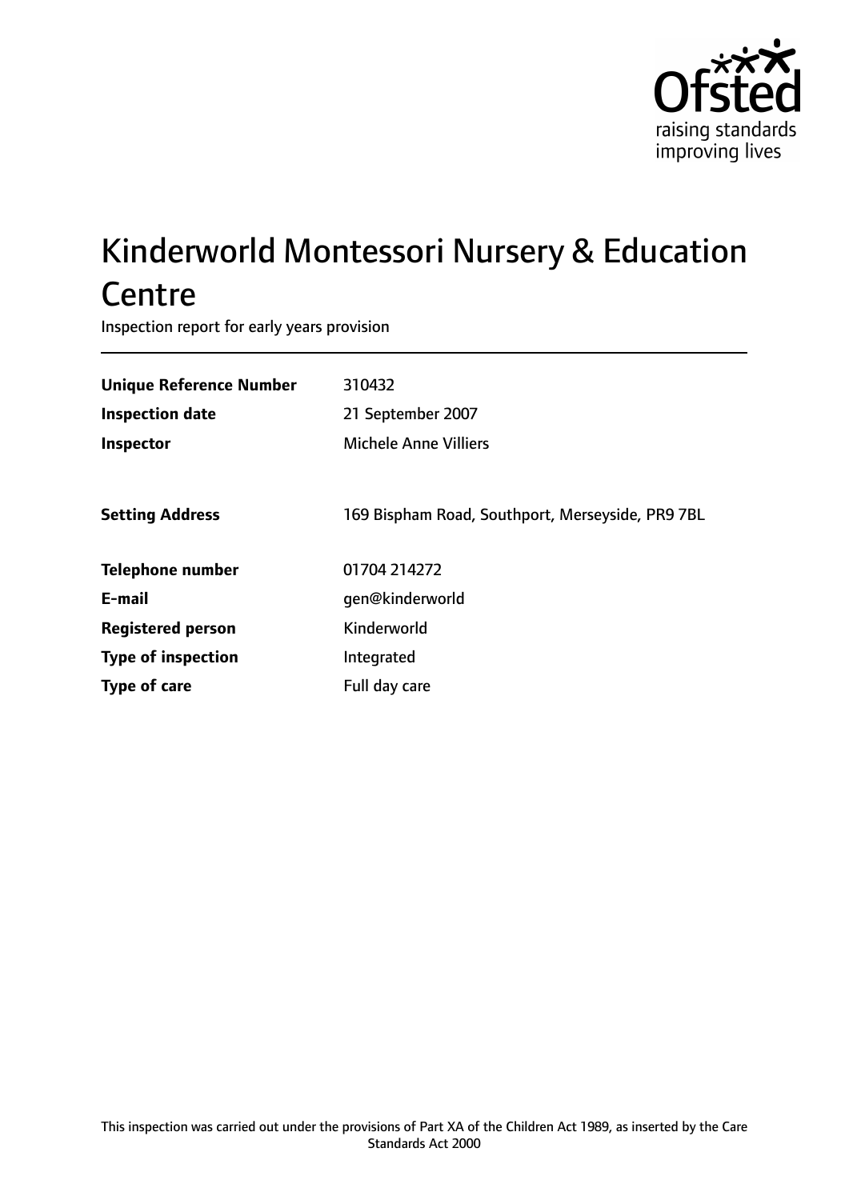Ofsted
raising standards
improving lives

# Kinderworld Montessori Nursery & Education Centre

Inspection report for early years provision

| | |
|---|---|
| **Unique Reference Number** | 310432 |
| **Inspection date** | 21 September 2007 |
| **Inspector** | Michele Anne Villiers |
| | |
| **Setting Address** | 169 Bispham Road, Southport, Merseyside, PR9 7BL |
| | |
| **Telephone number** | 01704 214272 |
| **E-mail** | gen@kinderworld |
| **Registered person** | Kinderworld |
| **Type of inspection** | Integrated |
| **Type of care** | Full day care |

This inspection was carried out under the provisions of Part XA of the Children Act 1989, as inserted by the Care Standards Act 2000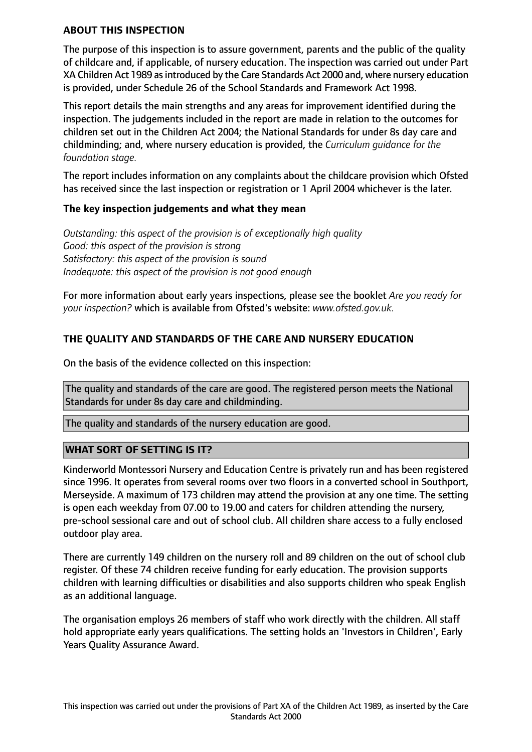## ABOUT THIS INSPECTION

The purpose of this inspection is to assure government, parents and the public of the quality of childcare and, if applicable, of nursery education. The inspection was carried out under Part XA Children Act 1989 as introduced by the Care Standards Act 2000 and, where nursery education is provided, under Schedule 26 of the School Standards and Framework Act 1998.

This report details the main strengths and any areas for improvement identified during the inspection. The judgements included in the report are made in relation to the outcomes for children set out in the Children Act 2004; the National Standards for under 8s day care and childminding; and, where nursery education is provided, the *Curriculum guidance for the foundation stage.*

The report includes information on any complaints about the childcare provision which Ofsted has received since the last inspection or registration or 1 April 2004 whichever is the later.

### The key inspection judgements and what they mean

*Outstanding: this aspect of the provision is of exceptionally high quality*
*Good: this aspect of the provision is strong*
*Satisfactory: this aspect of the provision is sound*
*Inadequate: this aspect of the provision is not good enough*

For more information about early years inspections, please see the booklet *Are you ready for your inspection?* which is available from Ofsted's website: *www.ofsted.gov.uk.*

## THE QUALITY AND STANDARDS OF THE CARE AND NURSERY EDUCATION

On the basis of the evidence collected on this inspection:

The quality and standards of the care are good. The registered person meets the National Standards for under 8s day care and childminding.

The quality and standards of the nursery education are good.

## WHAT SORT OF SETTING IS IT?

Kinderworld Montessori Nursery and Education Centre is privately run and has been registered since 1996. It operates from several rooms over two floors in a converted school in Southport, Merseyside. A maximum of 173 children may attend the provision at any one time. The setting is open each weekday from 07.00 to 19.00 and caters for children attending the nursery, pre-school sessional care and out of school club. All children share access to a fully enclosed outdoor play area.

There are currently 149 children on the nursery roll and 89 children on the out of school club register. Of these 74 children receive funding for early education. The provision supports children with learning difficulties or disabilities and also supports children who speak English as an additional language.

The organisation employs 26 members of staff who work directly with the children. All staff hold appropriate early years qualifications. The setting holds an 'Investors in Children', Early Years Quality Assurance Award.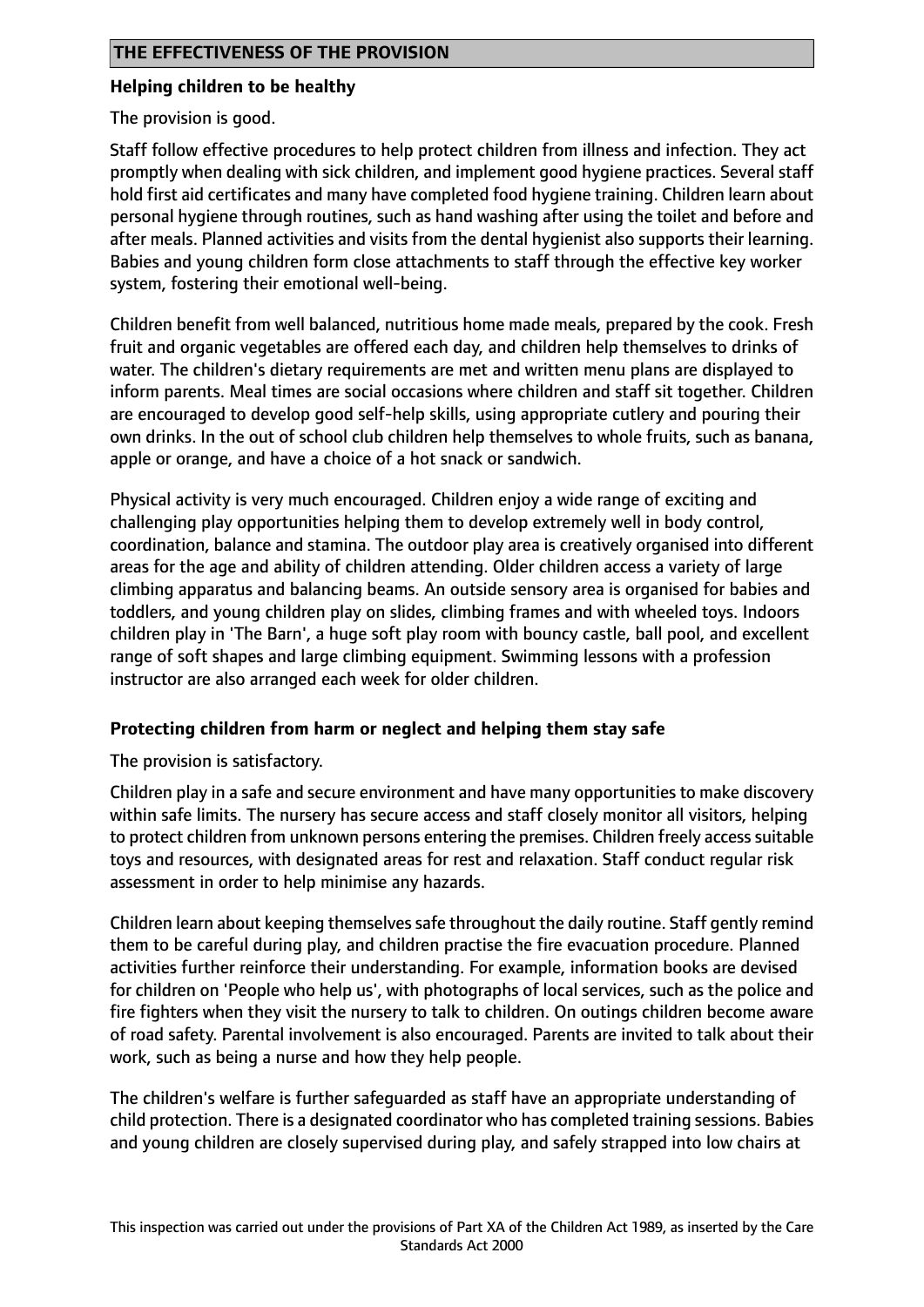## THE EFFECTIVENESS OF THE PROVISION

### Helping children to be healthy

The provision is good.

Staff follow effective procedures to help protect children from illness and infection. They act promptly when dealing with sick children, and implement good hygiene practices. Several staff hold first aid certificates and many have completed food hygiene training. Children learn about personal hygiene through routines, such as hand washing after using the toilet and before and after meals. Planned activities and visits from the dental hygienist also supports their learning. Babies and young children form close attachments to staff through the effective key worker system, fostering their emotional well-being.

Children benefit from well balanced, nutritious home made meals, prepared by the cook. Fresh fruit and organic vegetables are offered each day, and children help themselves to drinks of water. The children's dietary requirements are met and written menu plans are displayed to inform parents. Meal times are social occasions where children and staff sit together. Children are encouraged to develop good self-help skills, using appropriate cutlery and pouring their own drinks. In the out of school club children help themselves to whole fruits, such as banana, apple or orange, and have a choice of a hot snack or sandwich.

Physical activity is very much encouraged. Children enjoy a wide range of exciting and challenging play opportunities helping them to develop extremely well in body control, coordination, balance and stamina. The outdoor play area is creatively organised into different areas for the age and ability of children attending. Older children access a variety of large climbing apparatus and balancing beams. An outside sensory area is organised for babies and toddlers, and young children play on slides, climbing frames and with wheeled toys. Indoors children play in 'The Barn', a huge soft play room with bouncy castle, ball pool, and excellent range of soft shapes and large climbing equipment. Swimming lessons with a profession instructor are also arranged each week for older children.

### Protecting children from harm or neglect and helping them stay safe

The provision is satisfactory.

Children play in a safe and secure environment and have many opportunities to make discovery within safe limits. The nursery has secure access and staff closely monitor all visitors, helping to protect children from unknown persons entering the premises. Children freely access suitable toys and resources, with designated areas for rest and relaxation. Staff conduct regular risk assessment in order to help minimise any hazards.

Children learn about keeping themselves safe throughout the daily routine. Staff gently remind them to be careful during play, and children practise the fire evacuation procedure. Planned activities further reinforce their understanding. For example, information books are devised for children on 'People who help us', with photographs of local services, such as the police and fire fighters when they visit the nursery to talk to children. On outings children become aware of road safety. Parental involvement is also encouraged. Parents are invited to talk about their work, such as being a nurse and how they help people.

The children's welfare is further safeguarded as staff have an appropriate understanding of child protection. There is a designated coordinator who has completed training sessions. Babies and young children are closely supervised during play, and safely strapped into low chairs at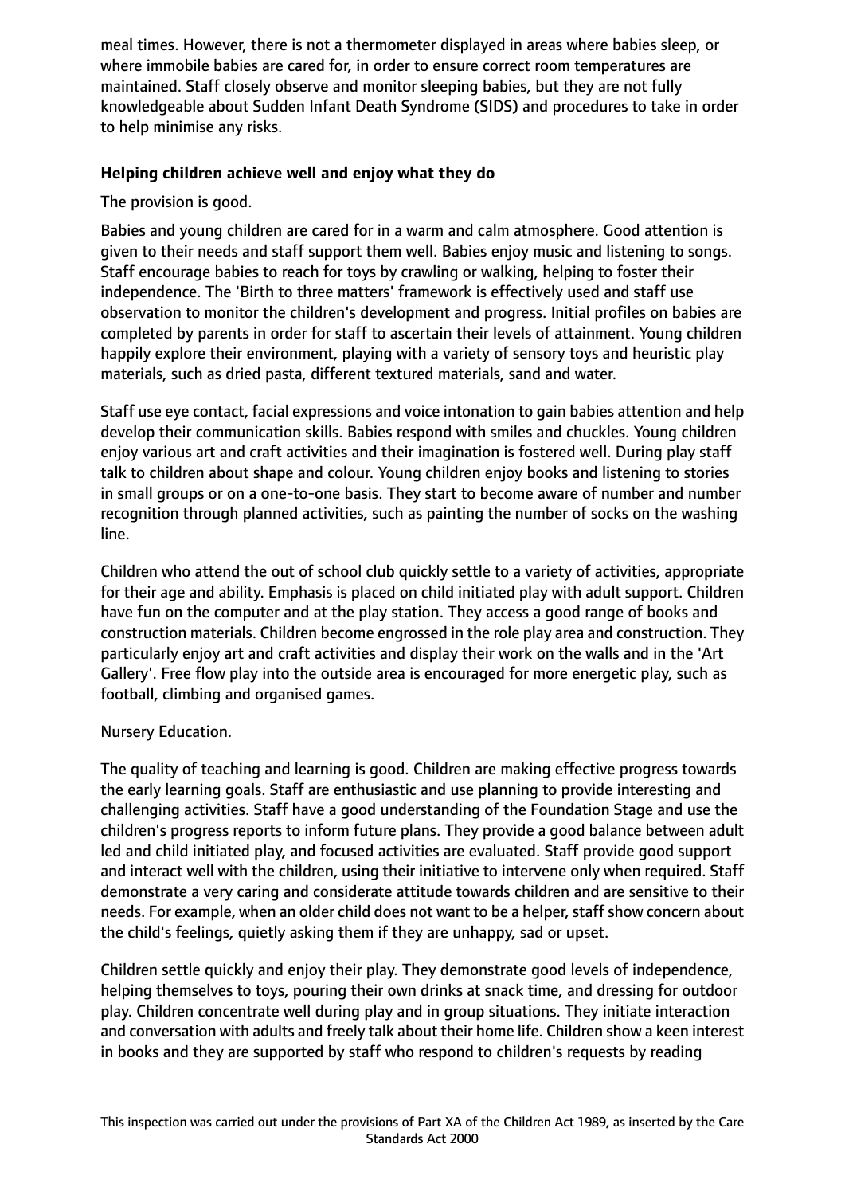meal times. However, there is not a thermometer displayed in areas where babies sleep, or where immobile babies are cared for, in order to ensure correct room temperatures are maintained. Staff closely observe and monitor sleeping babies, but they are not fully knowledgeable about Sudden Infant Death Syndrome (SIDS) and procedures to take in order to help minimise any risks.

### Helping children achieve well and enjoy what they do

The provision is good.

Babies and young children are cared for in a warm and calm atmosphere. Good attention is given to their needs and staff support them well. Babies enjoy music and listening to songs. Staff encourage babies to reach for toys by crawling or walking, helping to foster their independence. The 'Birth to three matters' framework is effectively used and staff use observation to monitor the children's development and progress. Initial profiles on babies are completed by parents in order for staff to ascertain their levels of attainment. Young children happily explore their environment, playing with a variety of sensory toys and heuristic play materials, such as dried pasta, different textured materials, sand and water.

Staff use eye contact, facial expressions and voice intonation to gain babies attention and help develop their communication skills. Babies respond with smiles and chuckles. Young children enjoy various art and craft activities and their imagination is fostered well. During play staff talk to children about shape and colour. Young children enjoy books and listening to stories in small groups or on a one-to-one basis. They start to become aware of number and number recognition through planned activities, such as painting the number of socks on the washing line.

Children who attend the out of school club quickly settle to a variety of activities, appropriate for their age and ability. Emphasis is placed on child initiated play with adult support. Children have fun on the computer and at the play station. They access a good range of books and construction materials. Children become engrossed in the role play area and construction. They particularly enjoy art and craft activities and display their work on the walls and in the 'Art Gallery'. Free flow play into the outside area is encouraged for more energetic play, such as football, climbing and organised games.

Nursery Education.

The quality of teaching and learning is good. Children are making effective progress towards the early learning goals. Staff are enthusiastic and use planning to provide interesting and challenging activities. Staff have a good understanding of the Foundation Stage and use the children's progress reports to inform future plans. They provide a good balance between adult led and child initiated play, and focused activities are evaluated. Staff provide good support and interact well with the children, using their initiative to intervene only when required. Staff demonstrate a very caring and considerate attitude towards children and are sensitive to their needs. For example, when an older child does not want to be a helper, staff show concern about the child's feelings, quietly asking them if they are unhappy, sad or upset.

Children settle quickly and enjoy their play. They demonstrate good levels of independence, helping themselves to toys, pouring their own drinks at snack time, and dressing for outdoor play. Children concentrate well during play and in group situations. They initiate interaction and conversation with adults and freely talk about their home life. Children show a keen interest in books and they are supported by staff who respond to children's requests by reading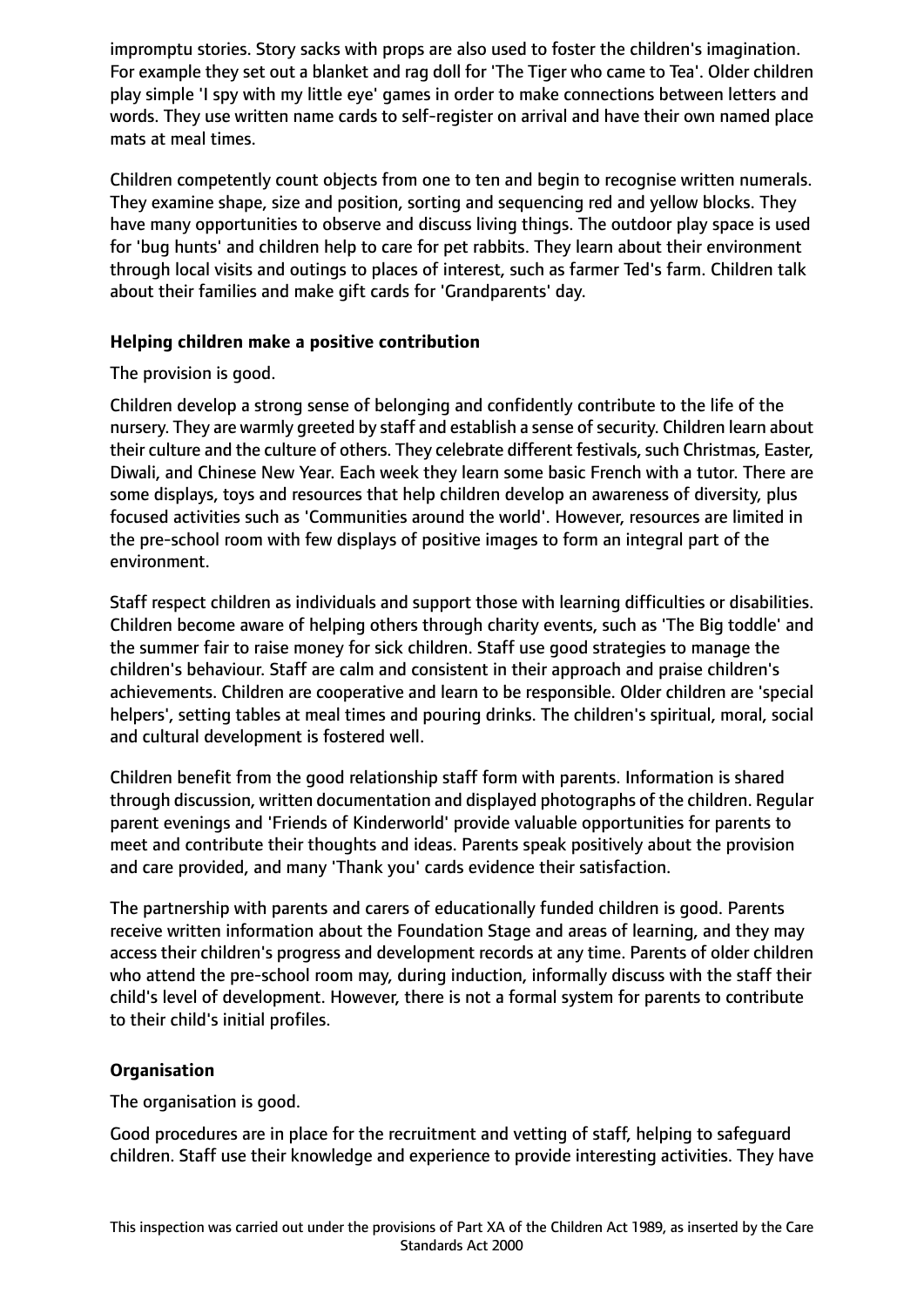impromptu stories. Story sacks with props are also used to foster the children's imagination. For example they set out a blanket and rag doll for 'The Tiger who came to Tea'. Older children play simple 'I spy with my little eye' games in order to make connections between letters and words. They use written name cards to self-register on arrival and have their own named place mats at meal times.

Children competently count objects from one to ten and begin to recognise written numerals. They examine shape, size and position, sorting and sequencing red and yellow blocks. They have many opportunities to observe and discuss living things. The outdoor play space is used for 'bug hunts' and children help to care for pet rabbits. They learn about their environment through local visits and outings to places of interest, such as farmer Ted's farm. Children talk about their families and make gift cards for 'Grandparents' day.

**Helping children make a positive contribution**

The provision is good.

Children develop a strong sense of belonging and confidently contribute to the life of the nursery. They are warmly greeted by staff and establish a sense of security. Children learn about their culture and the culture of others. They celebrate different festivals, such Christmas, Easter, Diwali, and Chinese New Year. Each week they learn some basic French with a tutor. There are some displays, toys and resources that help children develop an awareness of diversity, plus focused activities such as 'Communities around the world'. However, resources are limited in the pre-school room with few displays of positive images to form an integral part of the environment.

Staff respect children as individuals and support those with learning difficulties or disabilities. Children become aware of helping others through charity events, such as 'The Big toddle' and the summer fair to raise money for sick children. Staff use good strategies to manage the children's behaviour. Staff are calm and consistent in their approach and praise children's achievements. Children are cooperative and learn to be responsible. Older children are 'special helpers', setting tables at meal times and pouring drinks. The children's spiritual, moral, social and cultural development is fostered well.

Children benefit from the good relationship staff form with parents. Information is shared through discussion, written documentation and displayed photographs of the children. Regular parent evenings and 'Friends of Kinderworld' provide valuable opportunities for parents to meet and contribute their thoughts and ideas. Parents speak positively about the provision and care provided, and many 'Thank you' cards evidence their satisfaction.

The partnership with parents and carers of educationally funded children is good. Parents receive written information about the Foundation Stage and areas of learning, and they may access their children's progress and development records at any time. Parents of older children who attend the pre-school room may, during induction, informally discuss with the staff their child's level of development. However, there is not a formal system for parents to contribute to their child's initial profiles.

**Organisation**

The organisation is good.

Good procedures are in place for the recruitment and vetting of staff, helping to safeguard children. Staff use their knowledge and experience to provide interesting activities. They have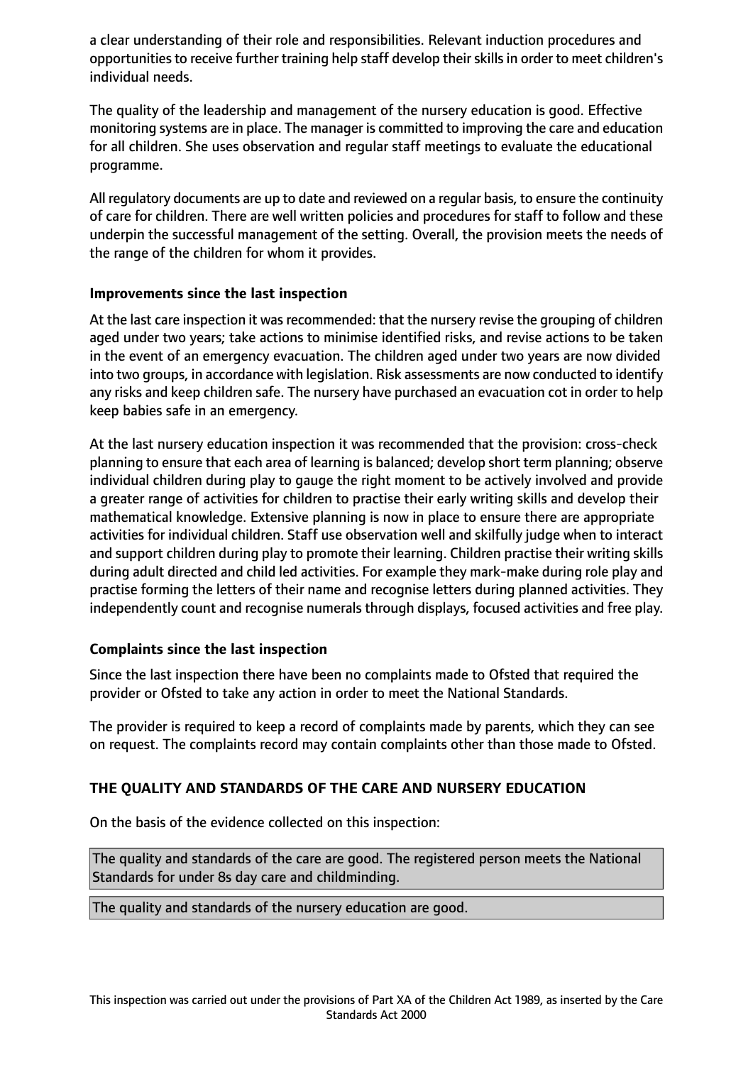a clear understanding of their role and responsibilities. Relevant induction procedures and opportunities to receive further training help staff develop their skills in order to meet children's individual needs.

The quality of the leadership and management of the nursery education is good. Effective monitoring systems are in place. The manager is committed to improving the care and education for all children. She uses observation and regular staff meetings to evaluate the educational programme.

All regulatory documents are up to date and reviewed on a regular basis, to ensure the continuity of care for children. There are well written policies and procedures for staff to follow and these underpin the successful management of the setting. Overall, the provision meets the needs of the range of the children for whom it provides.

**Improvements since the last inspection**

At the last care inspection it was recommended: that the nursery revise the grouping of children aged under two years; take actions to minimise identified risks, and revise actions to be taken in the event of an emergency evacuation. The children aged under two years are now divided into two groups, in accordance with legislation. Risk assessments are now conducted to identify any risks and keep children safe. The nursery have purchased an evacuation cot in order to help keep babies safe in an emergency.

At the last nursery education inspection it was recommended that the provision: cross-check planning to ensure that each area of learning is balanced; develop short term planning; observe individual children during play to gauge the right moment to be actively involved and provide a greater range of activities for children to practise their early writing skills and develop their mathematical knowledge. Extensive planning is now in place to ensure there are appropriate activities for individual children. Staff use observation well and skilfully judge when to interact and support children during play to promote their learning. Children practise their writing skills during adult directed and child led activities. For example they mark-make during role play and practise forming the letters of their name and recognise letters during planned activities. They independently count and recognise numerals through displays, focused activities and free play.

**Complaints since the last inspection**

Since the last inspection there have been no complaints made to Ofsted that required the provider or Ofsted to take any action in order to meet the National Standards.

The provider is required to keep a record of complaints made by parents, which they can see on request. The complaints record may contain complaints other than those made to Ofsted.

**THE QUALITY AND STANDARDS OF THE CARE AND NURSERY EDUCATION**

On the basis of the evidence collected on this inspection:

The quality and standards of the care are good. The registered person meets the National Standards for under 8s day care and childminding.

The quality and standards of the nursery education are good.

This inspection was carried out under the provisions of Part XA of the Children Act 1989, as inserted by the Care Standards Act 2000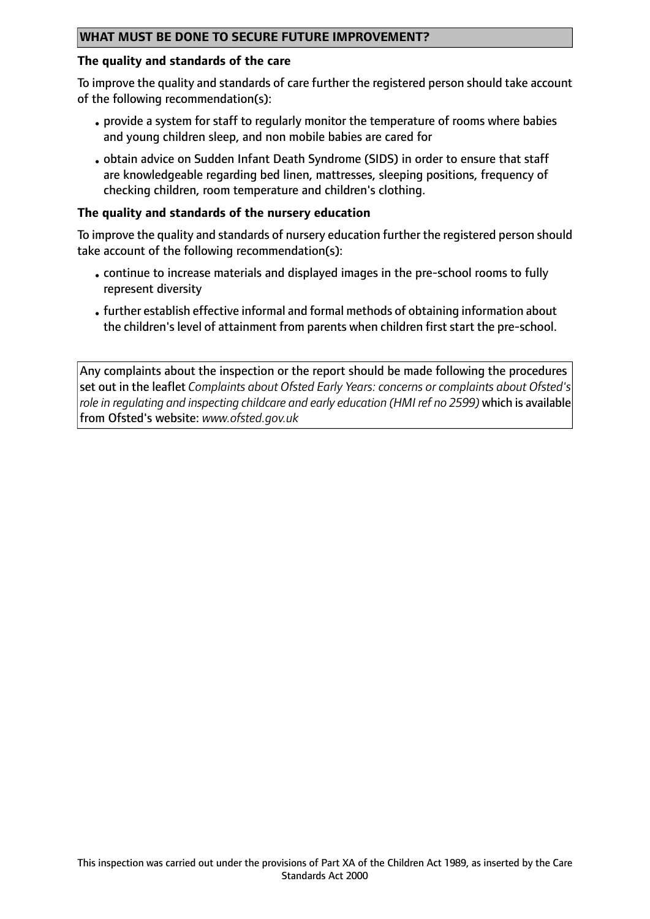## WHAT MUST BE DONE TO SECURE FUTURE IMPROVEMENT?

### The quality and standards of the care

To improve the quality and standards of care further the registered person should take account of the following recommendation(s):

- provide a system for staff to regularly monitor the temperature of rooms where babies and young children sleep, and non mobile babies are cared for
- obtain advice on Sudden Infant Death Syndrome (SIDS) in order to ensure that staff are knowledgeable regarding bed linen, mattresses, sleeping positions, frequency of checking children, room temperature and children's clothing.

### The quality and standards of the nursery education

To improve the quality and standards of nursery education further the registered person should take account of the following recommendation(s):

- continue to increase materials and displayed images in the pre-school rooms to fully represent diversity
- further establish effective informal and formal methods of obtaining information about the children's level of attainment from parents when children first start the pre-school.

Any complaints about the inspection or the report should be made following the procedures set out in the leaflet *Complaints about Ofsted Early Years: concerns or complaints about Ofsted's role in regulating and inspecting childcare and early education (HMI ref no 2599)* which is available from Ofsted's website: *www.ofsted.gov.uk*

This inspection was carried out under the provisions of Part XA of the Children Act 1989, as inserted by the Care Standards Act 2000